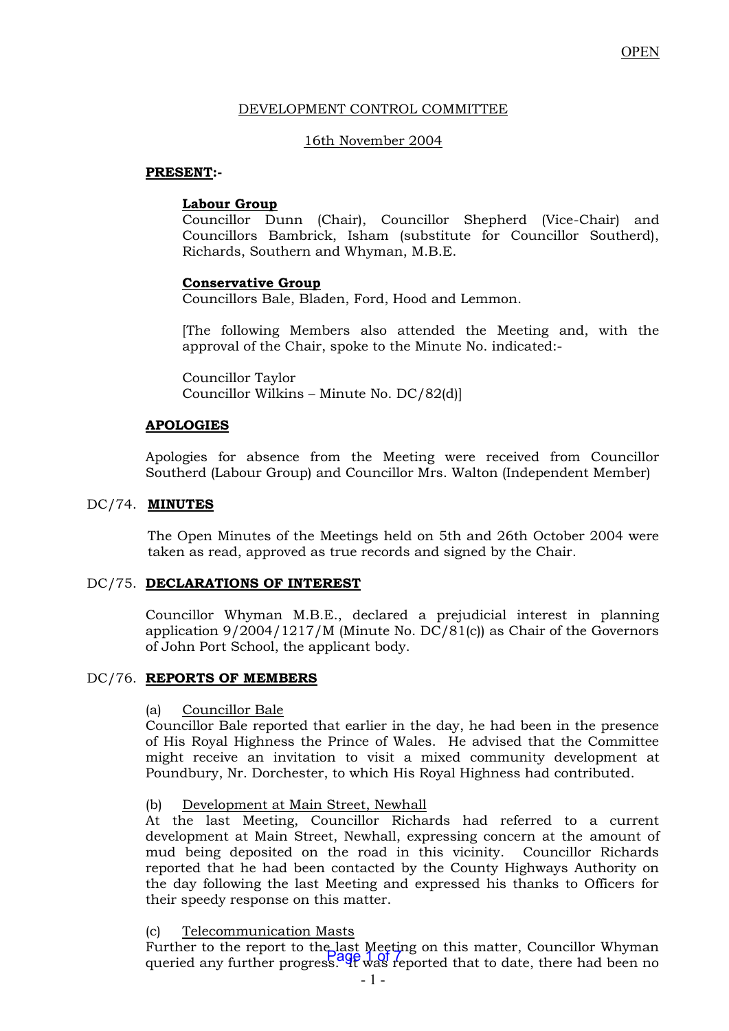OPEN

DEVELOPMENT CONTROL COMMITTEE

16th November 2004

**PRESENT:-**

**Labour Group**
Councillor Dunn (Chair), Councillor Shepherd (Vice-Chair) and Councillors Bambrick, Isham (substitute for Councillor Southerd), Richards, Southern and Whyman, M.B.E.

**Conservative Group**
Councillors Bale, Bladen, Ford, Hood and Lemmon.

[The following Members also attended the Meeting and, with the approval of the Chair, spoke to the Minute No. indicated:-

Councillor Taylor
Councillor Wilkins – Minute No. DC/82(d)]

**APOLOGIES**

Apologies for absence from the Meeting were received from Councillor Southerd (Labour Group) and Councillor Mrs. Walton (Independent Member)

DC/74. **MINUTES**

The Open Minutes of the Meetings held on 5th and 26th October 2004 were taken as read, approved as true records and signed by the Chair.

DC/75. **DECLARATIONS OF INTEREST**

Councillor Whyman M.B.E., declared a prejudicial interest in planning application 9/2004/1217/M (Minute No. DC/81(c)) as Chair of the Governors of John Port School, the applicant body.

DC/76. **REPORTS OF MEMBERS**

(a) Councillor Bale
Councillor Bale reported that earlier in the day, he had been in the presence of His Royal Highness the Prince of Wales. He advised that the Committee might receive an invitation to visit a mixed community development at Poundbury, Nr. Dorchester, to which His Royal Highness had contributed.

(b) Development at Main Street, Newhall
At the last Meeting, Councillor Richards had referred to a current development at Main Street, Newhall, expressing concern at the amount of mud being deposited on the road in this vicinity. Councillor Richards reported that he had been contacted by the County Highways Authority on the day following the last Meeting and expressed his thanks to Officers for their speedy response on this matter.

(c) Telecommunication Masts
Further to the report to the last Meeting on this matter, Councillor Whyman queried any further progress. It was reported that to date, there had been no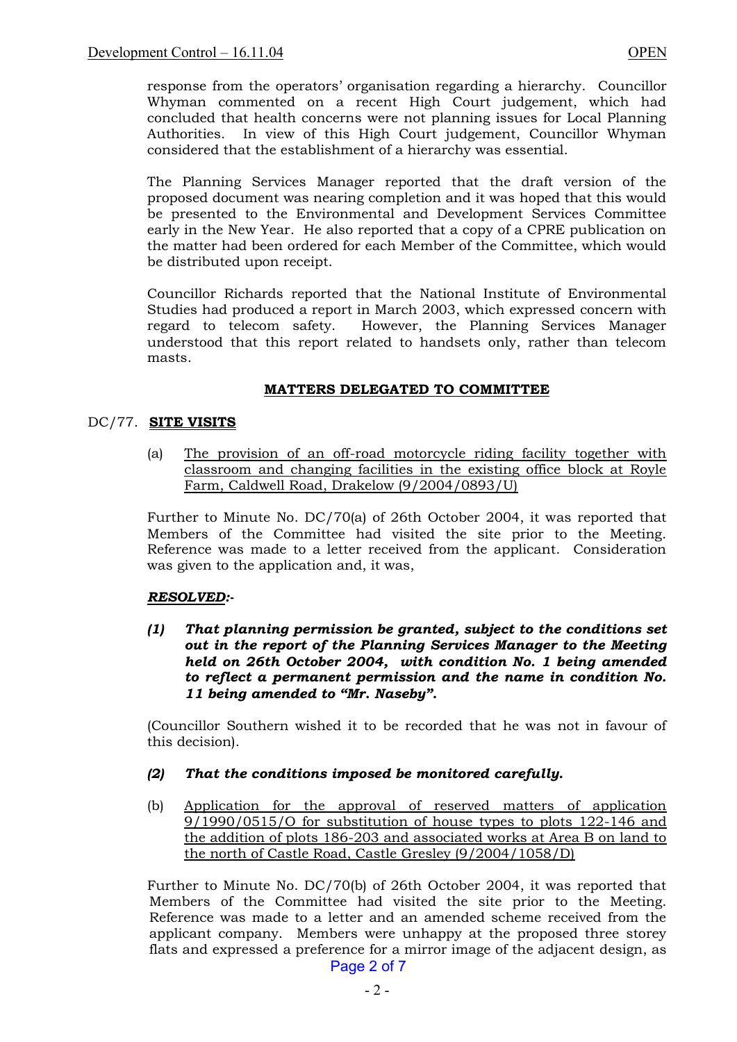response from the operators' organisation regarding a hierarchy. Councillor Whyman commented on a recent High Court judgement, which had concluded that health concerns were not planning issues for Local Planning Authorities. In view of this High Court judgement, Councillor Whyman considered that the establishment of a hierarchy was essential.

The Planning Services Manager reported that the draft version of the proposed document was nearing completion and it was hoped that this would be presented to the Environmental and Development Services Committee early in the New Year. He also reported that a copy of a CPRE publication on the matter had been ordered for each Member of the Committee, which would be distributed upon receipt.

Councillor Richards reported that the National Institute of Environmental Studies had produced a report in March 2003, which expressed concern with regard to telecom safety. However, the Planning Services Manager understood that this report related to handsets only, rather than telecom masts.

## MATTERS DELEGATED TO COMMITTEE

### DC/77. SITE VISITS

(a) The provision of an off-road motorcycle riding facility together with classroom and changing facilities in the existing office block at Royle Farm, Caldwell Road, Drakelow (9/2004/0893/U)

Further to Minute No. DC/70(a) of 26th October 2004, it was reported that Members of the Committee had visited the site prior to the Meeting. Reference was made to a letter received from the applicant. Consideration was given to the application and, it was,

***RESOLVED:-***

***(1) That planning permission be granted, subject to the conditions set out in the report of the Planning Services Manager to the Meeting held on 26th October 2004, with condition No. 1 being amended to reflect a permanent permission and the name in condition No. 11 being amended to "Mr. Naseby".***

(Councillor Southern wished it to be recorded that he was not in favour of this decision).

***(2) That the conditions imposed be monitored carefully.***

(b) Application for the approval of reserved matters of application 9/1990/0515/O for substitution of house types to plots 122-146 and the addition of plots 186-203 and associated works at Area B on land to the north of Castle Road, Castle Gresley (9/2004/1058/D)

Further to Minute No. DC/70(b) of 26th October 2004, it was reported that Members of the Committee had visited the site prior to the Meeting. Reference was made to a letter and an amended scheme received from the applicant company. Members were unhappy at the proposed three storey flats and expressed a preference for a mirror image of the adjacent design, as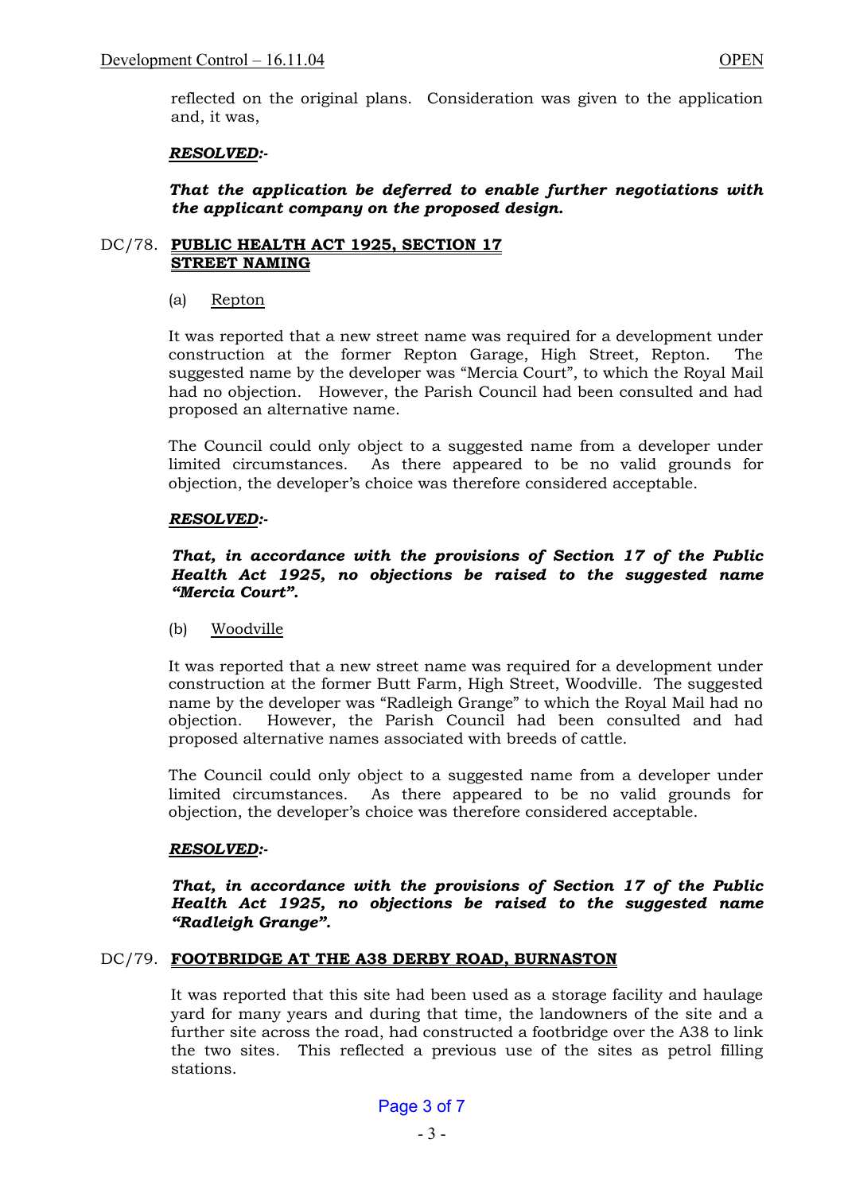reflected on the original plans. Consideration was given to the application and, it was,

***RESOLVED:-***

***That the application be deferred to enable further negotiations with the applicant company on the proposed design.***

## DC/78. PUBLIC HEALTH ACT 1925, SECTION 17 STREET NAMING

### (a) Repton

It was reported that a new street name was required for a development under construction at the former Repton Garage, High Street, Repton. The suggested name by the developer was "Mercia Court", to which the Royal Mail had no objection. However, the Parish Council had been consulted and had proposed an alternative name.

The Council could only object to a suggested name from a developer under limited circumstances. As there appeared to be no valid grounds for objection, the developer's choice was therefore considered acceptable.

***RESOLVED:-***

***That, in accordance with the provisions of Section 17 of the Public Health Act 1925, no objections be raised to the suggested name "Mercia Court".***

### (b) Woodville

It was reported that a new street name was required for a development under construction at the former Butt Farm, High Street, Woodville. The suggested name by the developer was "Radleigh Grange" to which the Royal Mail had no objection. However, the Parish Council had been consulted and had proposed alternative names associated with breeds of cattle.

The Council could only object to a suggested name from a developer under limited circumstances. As there appeared to be no valid grounds for objection, the developer's choice was therefore considered acceptable.

***RESOLVED:-***

***That, in accordance with the provisions of Section 17 of the Public Health Act 1925, no objections be raised to the suggested name "Radleigh Grange".***

## DC/79. FOOTBRIDGE AT THE A38 DERBY ROAD, BURNASTON

It was reported that this site had been used as a storage facility and haulage yard for many years and during that time, the landowners of the site and a further site across the road, had constructed a footbridge over the A38 to link the two sites. This reflected a previous use of the sites as petrol filling stations.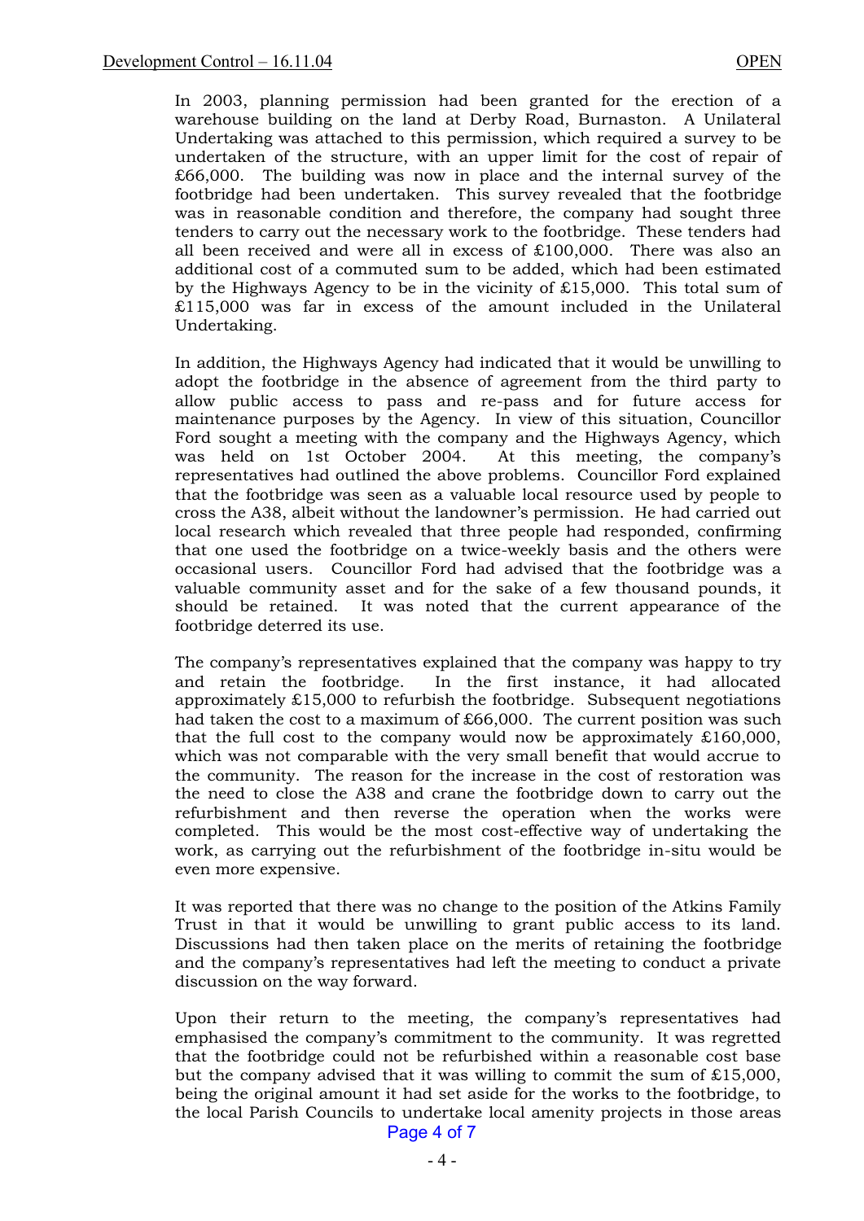In 2003, planning permission had been granted for the erection of a warehouse building on the land at Derby Road, Burnaston. A Unilateral Undertaking was attached to this permission, which required a survey to be undertaken of the structure, with an upper limit for the cost of repair of £66,000. The building was now in place and the internal survey of the footbridge had been undertaken. This survey revealed that the footbridge was in reasonable condition and therefore, the company had sought three tenders to carry out the necessary work to the footbridge. These tenders had all been received and were all in excess of £100,000. There was also an additional cost of a commuted sum to be added, which had been estimated by the Highways Agency to be in the vicinity of £15,000. This total sum of £115,000 was far in excess of the amount included in the Unilateral Undertaking.

In addition, the Highways Agency had indicated that it would be unwilling to adopt the footbridge in the absence of agreement from the third party to allow public access to pass and re-pass and for future access for maintenance purposes by the Agency. In view of this situation, Councillor Ford sought a meeting with the company and the Highways Agency, which was held on 1st October 2004. At this meeting, the company's representatives had outlined the above problems. Councillor Ford explained that the footbridge was seen as a valuable local resource used by people to cross the A38, albeit without the landowner's permission. He had carried out local research which revealed that three people had responded, confirming that one used the footbridge on a twice-weekly basis and the others were occasional users. Councillor Ford had advised that the footbridge was a valuable community asset and for the sake of a few thousand pounds, it should be retained. It was noted that the current appearance of the footbridge deterred its use.

The company's representatives explained that the company was happy to try and retain the footbridge. In the first instance, it had allocated approximately £15,000 to refurbish the footbridge. Subsequent negotiations had taken the cost to a maximum of £66,000. The current position was such that the full cost to the company would now be approximately £160,000, which was not comparable with the very small benefit that would accrue to the community. The reason for the increase in the cost of restoration was the need to close the A38 and crane the footbridge down to carry out the refurbishment and then reverse the operation when the works were completed. This would be the most cost-effective way of undertaking the work, as carrying out the refurbishment of the footbridge in-situ would be even more expensive.

It was reported that there was no change to the position of the Atkins Family Trust in that it would be unwilling to grant public access to its land. Discussions had then taken place on the merits of retaining the footbridge and the company's representatives had left the meeting to conduct a private discussion on the way forward.

Upon their return to the meeting, the company's representatives had emphasised the company's commitment to the community. It was regretted that the footbridge could not be refurbished within a reasonable cost base but the company advised that it was willing to commit the sum of £15,000, being the original amount it had set aside for the works to the footbridge, to the local Parish Councils to undertake local amenity projects in those areas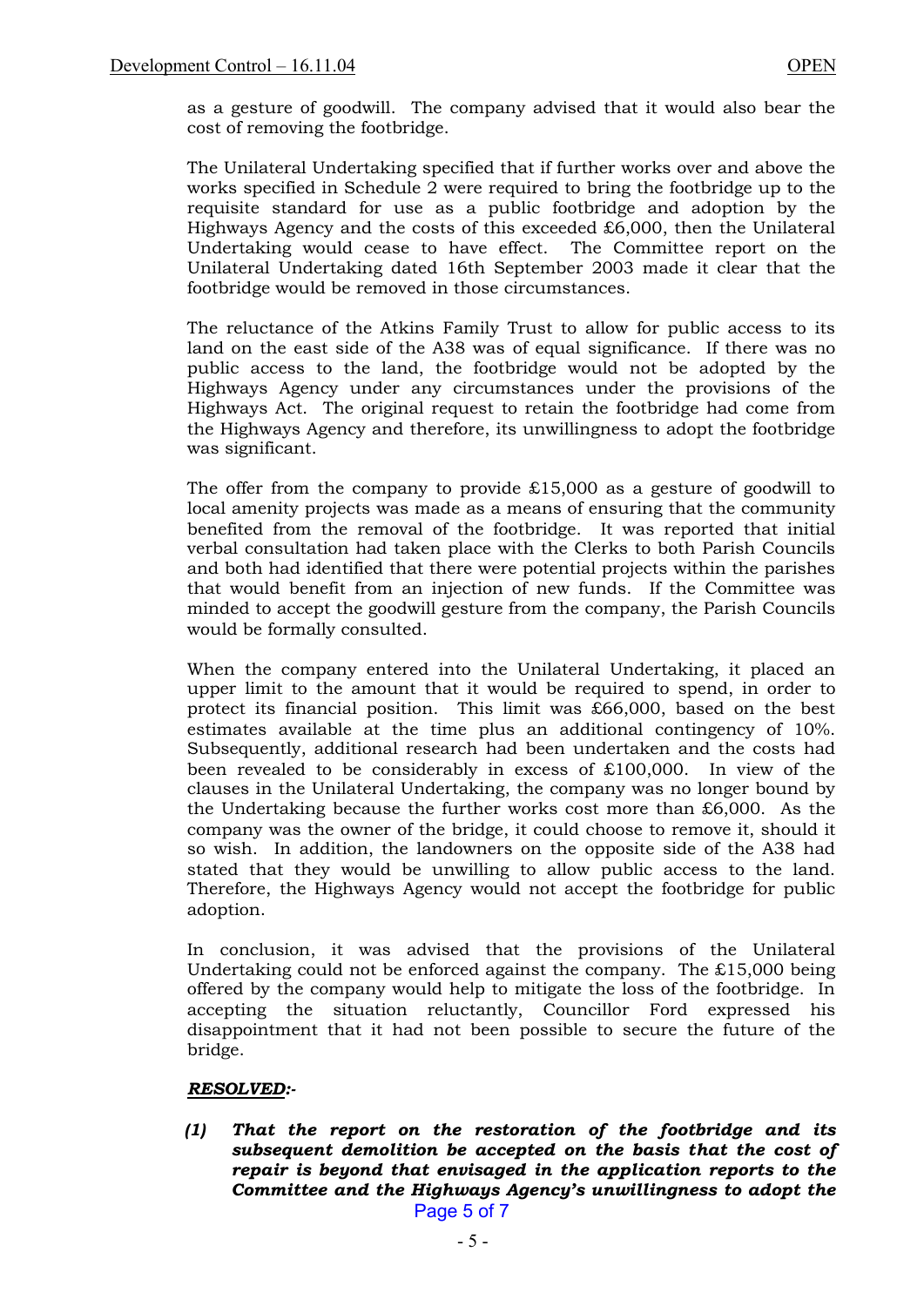as a gesture of goodwill. The company advised that it would also bear the cost of removing the footbridge.

The Unilateral Undertaking specified that if further works over and above the works specified in Schedule 2 were required to bring the footbridge up to the requisite standard for use as a public footbridge and adoption by the Highways Agency and the costs of this exceeded £6,000, then the Unilateral Undertaking would cease to have effect. The Committee report on the Unilateral Undertaking dated 16th September 2003 made it clear that the footbridge would be removed in those circumstances.

The reluctance of the Atkins Family Trust to allow for public access to its land on the east side of the A38 was of equal significance. If there was no public access to the land, the footbridge would not be adopted by the Highways Agency under any circumstances under the provisions of the Highways Act. The original request to retain the footbridge had come from the Highways Agency and therefore, its unwillingness to adopt the footbridge was significant.

The offer from the company to provide £15,000 as a gesture of goodwill to local amenity projects was made as a means of ensuring that the community benefited from the removal of the footbridge. It was reported that initial verbal consultation had taken place with the Clerks to both Parish Councils and both had identified that there were potential projects within the parishes that would benefit from an injection of new funds. If the Committee was minded to accept the goodwill gesture from the company, the Parish Councils would be formally consulted.

When the company entered into the Unilateral Undertaking, it placed an upper limit to the amount that it would be required to spend, in order to protect its financial position. This limit was £66,000, based on the best estimates available at the time plus an additional contingency of 10%. Subsequently, additional research had been undertaken and the costs had been revealed to be considerably in excess of £100,000. In view of the clauses in the Unilateral Undertaking, the company was no longer bound by the Undertaking because the further works cost more than £6,000. As the company was the owner of the bridge, it could choose to remove it, should it so wish. In addition, the landowners on the opposite side of the A38 had stated that they would be unwilling to allow public access to the land. Therefore, the Highways Agency would not accept the footbridge for public adoption.

In conclusion, it was advised that the provisions of the Unilateral Undertaking could not be enforced against the company. The £15,000 being offered by the company would help to mitigate the loss of the footbridge. In accepting the situation reluctantly, Councillor Ford expressed his disappointment that it had not been possible to secure the future of the bridge.

***RESOLVED:-***

***(1) That the report on the restoration of the footbridge and its subsequent demolition be accepted on the basis that the cost of repair is beyond that envisaged in the application reports to the Committee and the Highways Agency's unwillingness to adopt the***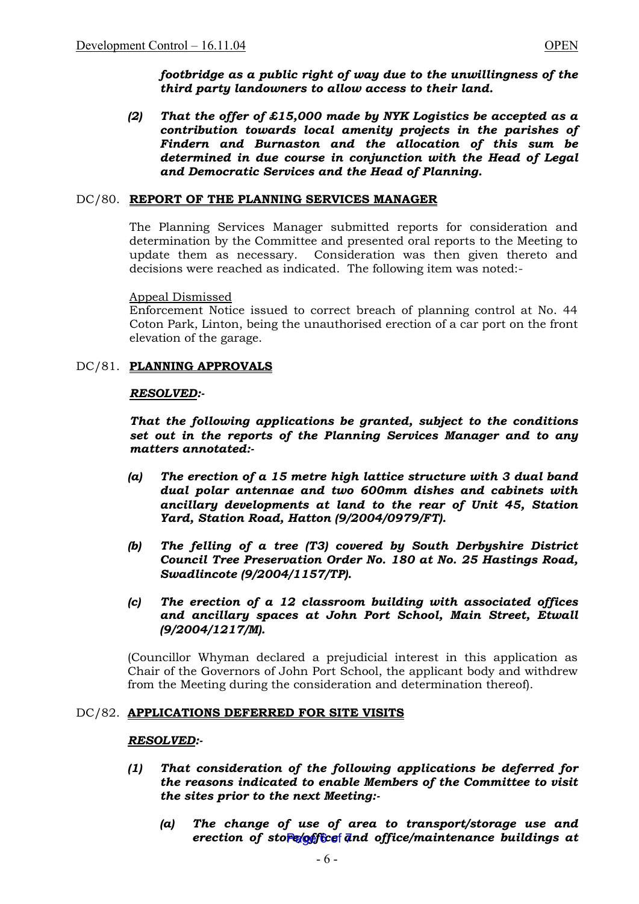***footbridge as a public right of way due to the unwillingness of the third party landowners to allow access to their land.***

***(2) That the offer of £15,000 made by NYK Logistics be accepted as a contribution towards local amenity projects in the parishes of Findern and Burnaston and the allocation of this sum be determined in due course in conjunction with the Head of Legal and Democratic Services and the Head of Planning.***

## DC/80. REPORT OF THE PLANNING SERVICES MANAGER

The Planning Services Manager submitted reports for consideration and determination by the Committee and presented oral reports to the Meeting to update them as necessary. Consideration was then given thereto and decisions were reached as indicated. The following item was noted:-

Appeal Dismissed
Enforcement Notice issued to correct breach of planning control at No. 44 Coton Park, Linton, being the unauthorised erection of a car port on the front elevation of the garage.

## DC/81. PLANNING APPROVALS

***RESOLVED:-***

***That the following applications be granted, subject to the conditions set out in the reports of the Planning Services Manager and to any matters annotated:-***

***(a) The erection of a 15 metre high lattice structure with 3 dual band dual polar antennae and two 600mm dishes and cabinets with ancillary developments at land to the rear of Unit 45, Station Yard, Station Road, Hatton (9/2004/0979/FT).***

***(b) The felling of a tree (T3) covered by South Derbyshire District Council Tree Preservation Order No. 180 at No. 25 Hastings Road, Swadlincote (9/2004/1157/TP).***

***(c) The erection of a 12 classroom building with associated offices and ancillary spaces at John Port School, Main Street, Etwall (9/2004/1217/M).***

(Councillor Whyman declared a prejudicial interest in this application as Chair of the Governors of John Port School, the applicant body and withdrew from the Meeting during the consideration and determination thereof).

## DC/82. APPLICATIONS DEFERRED FOR SITE VISITS

***RESOLVED:-***

***(1) That consideration of the following applications be deferred for the reasons indicated to enable Members of the Committee to visit the sites prior to the next Meeting:-***

***(a) The change of use of area to transport/storage use and erection of store/office and office/maintenance buildings at***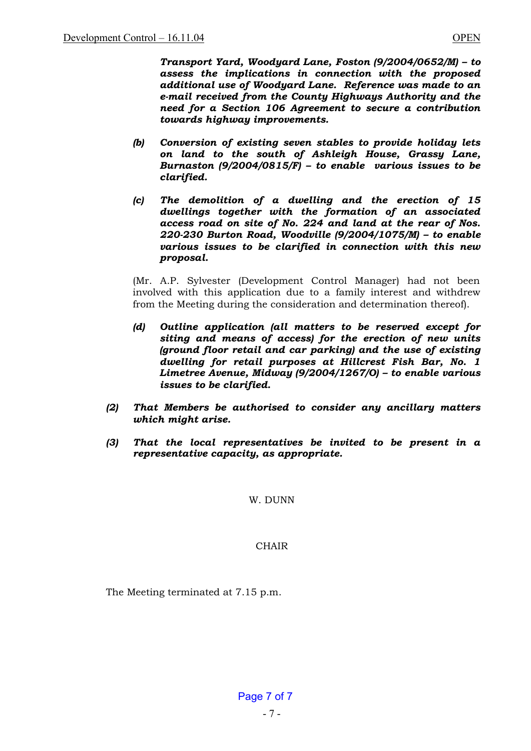***Transport Yard, Woodyard Lane, Foston (9/2004/0652/M) – to assess the implications in connection with the proposed additional use of Woodyard Lane. Reference was made to an e-mail received from the County Highways Authority and the need for a Section 106 Agreement to secure a contribution towards highway improvements.***

***(b)*** ***Conversion of existing seven stables to provide holiday lets on land to the south of Ashleigh House, Grassy Lane, Burnaston (9/2004/0815/F) – to enable various issues to be clarified.***

***(c)*** ***The demolition of a dwelling and the erection of 15 dwellings together with the formation of an associated access road on site of No. 224 and land at the rear of Nos. 220-230 Burton Road, Woodville (9/2004/1075/M) – to enable various issues to be clarified in connection with this new proposal.***

(Mr. A.P. Sylvester (Development Control Manager) had not been involved with this application due to a family interest and withdrew from the Meeting during the consideration and determination thereof).

***(d)*** ***Outline application (all matters to be reserved except for siting and means of access) for the erection of new units (ground floor retail and car parking) and the use of existing dwelling for retail purposes at Hillcrest Fish Bar, No. 1 Limetree Avenue, Midway (9/2004/1267/O) – to enable various issues to be clarified.***

***(2)*** ***That Members be authorised to consider any ancillary matters which might arise.***

***(3)*** ***That the local representatives be invited to be present in a representative capacity, as appropriate.***

W. DUNN

CHAIR

The Meeting terminated at 7.15 p.m.